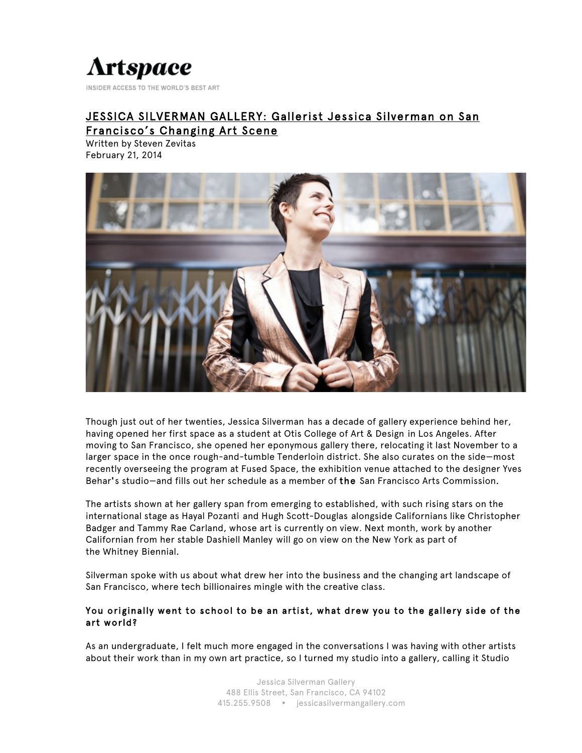# Artspace

INSIDER ACCESS TO THE WORLD'S BEST ART

## JESSICA SILVERMAN GALLERY: Gallerist Jessica Silverman on San Francisco's Changing Art Scene

Written by Steven Zevitas
February 21, 2014

Though just out of her twenties, Jessica Silverman has a decade of gallery experience behind her, having opened her first space as a student at Otis College of Art & Design in Los Angeles. After moving to San Francisco, she opened her eponymous gallery there, relocating it last November to a larger space in the once rough-and-tumble Tenderloin district. She also curates on the side—most recently overseeing the program at Fused Space, the exhibition venue attached to the designer Yves Behar's studio—and fills out her schedule as a member of the San Francisco Arts Commission.

The artists shown at her gallery span from emerging to established, with such rising stars on the international stage as Hayal Pozanti and Hugh Scott-Douglas alongside Californians like Christopher Badger and Tammy Rae Carland, whose art is currently on view. Next month, work by another Californian from her stable Dashiell Manley will go on view on the New York as part of the Whitney Biennial.

Silverman spoke with us about what drew her into the business and the changing art landscape of San Francisco, where tech billionaires mingle with the creative class.

**You originally went to school to be an artist, what drew you to the gallery side of the art world?**

As an undergraduate, I felt much more engaged in the conversations I was having with other artists about their work than in my own art practice, so I turned my studio into a gallery, calling it Studio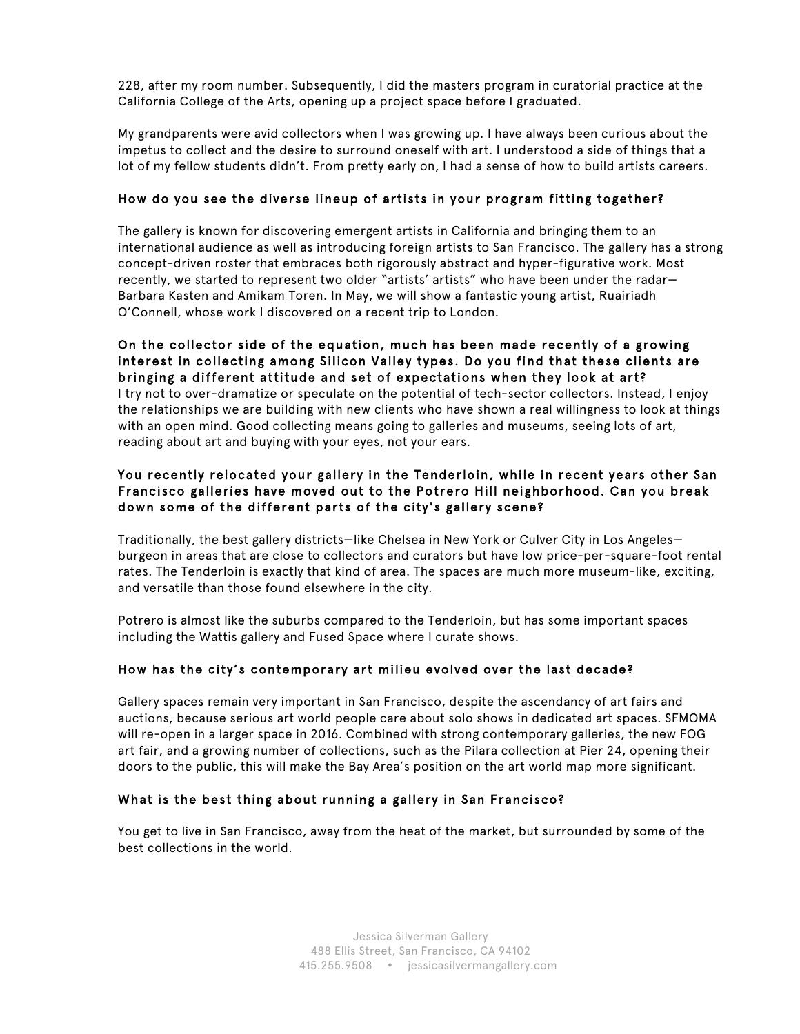228, after my room number. Subsequently, I did the masters program in curatorial practice at the California College of the Arts, opening up a project space before I graduated.

My grandparents were avid collectors when I was growing up. I have always been curious about the impetus to collect and the desire to surround oneself with art. I understood a side of things that a lot of my fellow students didn't. From pretty early on, I had a sense of how to build artists careers.

**How do you see the diverse lineup of artists in your program fitting together?**

The gallery is known for discovering emergent artists in California and bringing them to an international audience as well as introducing foreign artists to San Francisco. The gallery has a strong concept-driven roster that embraces both rigorously abstract and hyper-figurative work. Most recently, we started to represent two older "artists' artists" who have been under the radar—Barbara Kasten and Amikam Toren. In May, we will show a fantastic young artist, Ruairiadh O'Connell, whose work I discovered on a recent trip to London.

**On the collector side of the equation, much has been made recently of a growing interest in collecting among Silicon Valley types. Do you find that these clients are bringing a different attitude and set of expectations when they look at art?**

I try not to over-dramatize or speculate on the potential of tech-sector collectors. Instead, I enjoy the relationships we are building with new clients who have shown a real willingness to look at things with an open mind. Good collecting means going to galleries and museums, seeing lots of art, reading about art and buying with your eyes, not your ears.

**You recently relocated your gallery in the Tenderloin, while in recent years other San Francisco galleries have moved out to the Potrero Hill neighborhood. Can you break down some of the different parts of the city's gallery scene?**

Traditionally, the best gallery districts—like Chelsea in New York or Culver City in Los Angeles—burgeon in areas that are close to collectors and curators but have low price-per-square-foot rental rates. The Tenderloin is exactly that kind of area. The spaces are much more museum-like, exciting, and versatile than those found elsewhere in the city.

Potrero is almost like the suburbs compared to the Tenderloin, but has some important spaces including the Wattis gallery and Fused Space where I curate shows.

**How has the city's contemporary art milieu evolved over the last decade?**

Gallery spaces remain very important in San Francisco, despite the ascendancy of art fairs and auctions, because serious art world people care about solo shows in dedicated art spaces. SFMOMA will re-open in a larger space in 2016. Combined with strong contemporary galleries, the new FOG art fair, and a growing number of collections, such as the Pilara collection at Pier 24, opening their doors to the public, this will make the Bay Area's position on the art world map more significant.

**What is the best thing about running a gallery in San Francisco?**

You get to live in San Francisco, away from the heat of the market, but surrounded by some of the best collections in the world.

Jessica Silverman Gallery
488 Ellis Street, San Francisco, CA 94102
415.255.9508 • jessicasilvermangallery.com